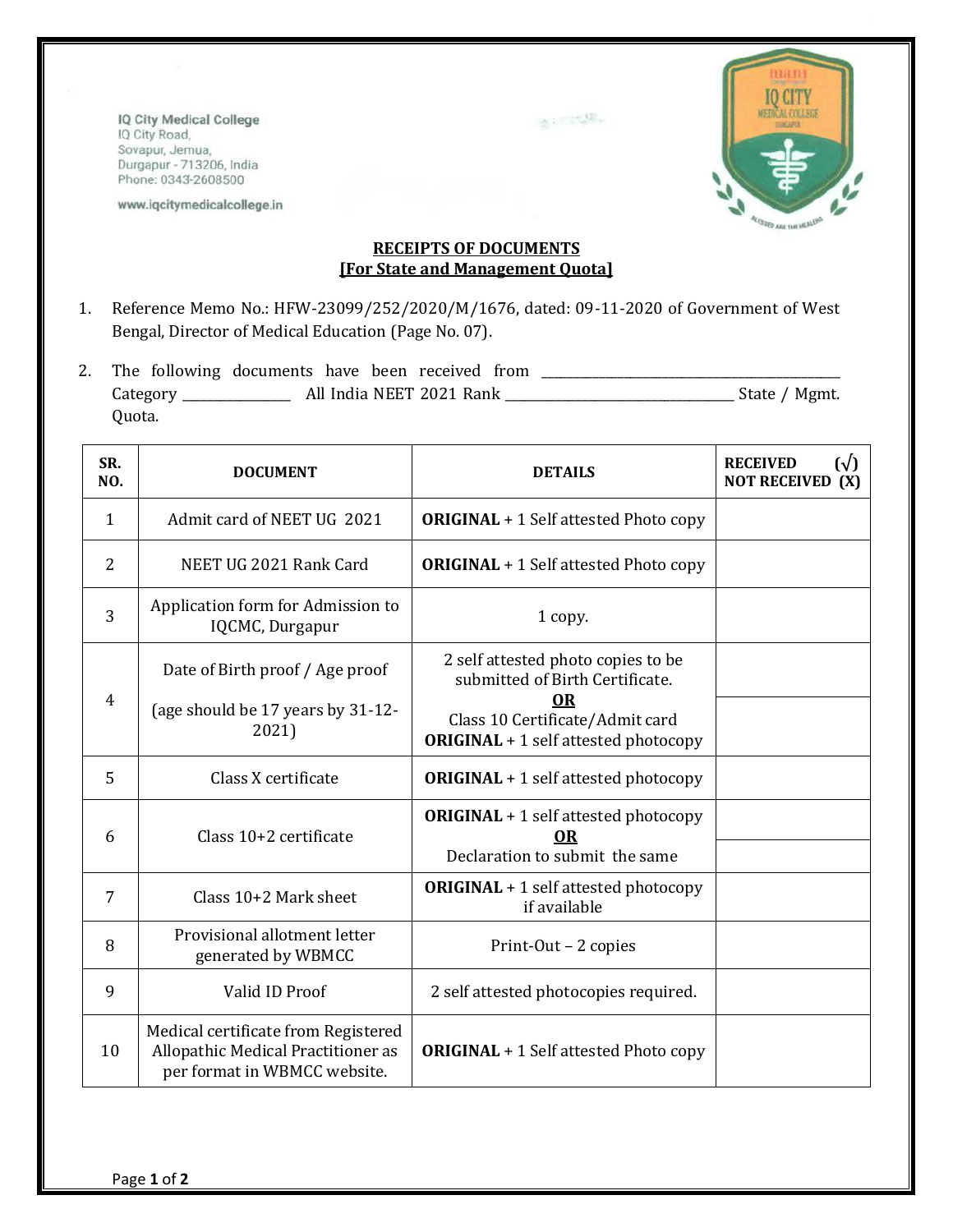IQ City Medical College
IQ City Road,
Sovapur, Jemua,
Durgapur - 713206, India
Phone: 0343-2608500

www.iqcitymedicalcollege.in

## RECEIPTS OF DOCUMENTS
## [For State and Management Quota]

1. Reference Memo No.: HFW-23099/252/2020/M/1676, dated: 09-11-2020 of Government of West Bengal, Director of Medical Education (Page No. 07).

2. The following documents have been received from ____________________ Category ________ All India NEET 2021 Rank ________________ State / Mgmt. Quota.

| SR. NO. | DOCUMENT | DETAILS | RECEIVED (√) NOT RECEIVED (X) |
|---|---|---|---|
| 1 | Admit card of NEET UG 2021 | **ORIGINAL** + 1 Self attested Photo copy | |
| 2 | NEET UG 2021 Rank Card | **ORIGINAL** + 1 Self attested Photo copy | |
| 3 | Application form for Admission to IQCMC, Durgapur | 1 copy. | |
| 4 | Date of Birth proof / Age proof (age should be 17 years by 31-12-2021) | 2 self attested photo copies to be submitted of Birth Certificate. **OR** Class 10 Certificate/Admit card **ORIGINAL** + 1 self attested photocopy | |
| 5 | Class X certificate | **ORIGINAL** + 1 self attested photocopy | |
| 6 | Class 10+2 certificate | **ORIGINAL** + 1 self attested photocopy **OR** Declaration to submit the same | |
| 7 | Class 10+2 Mark sheet | **ORIGINAL** + 1 self attested photocopy if available | |
| 8 | Provisional allotment letter generated by WBMCC | Print-Out – 2 copies | |
| 9 | Valid ID Proof | 2 self attested photocopies required. | |
| 10 | Medical certificate from Registered Allopathic Medical Practitioner as per format in WBMCC website. | **ORIGINAL** + 1 Self attested Photo copy | |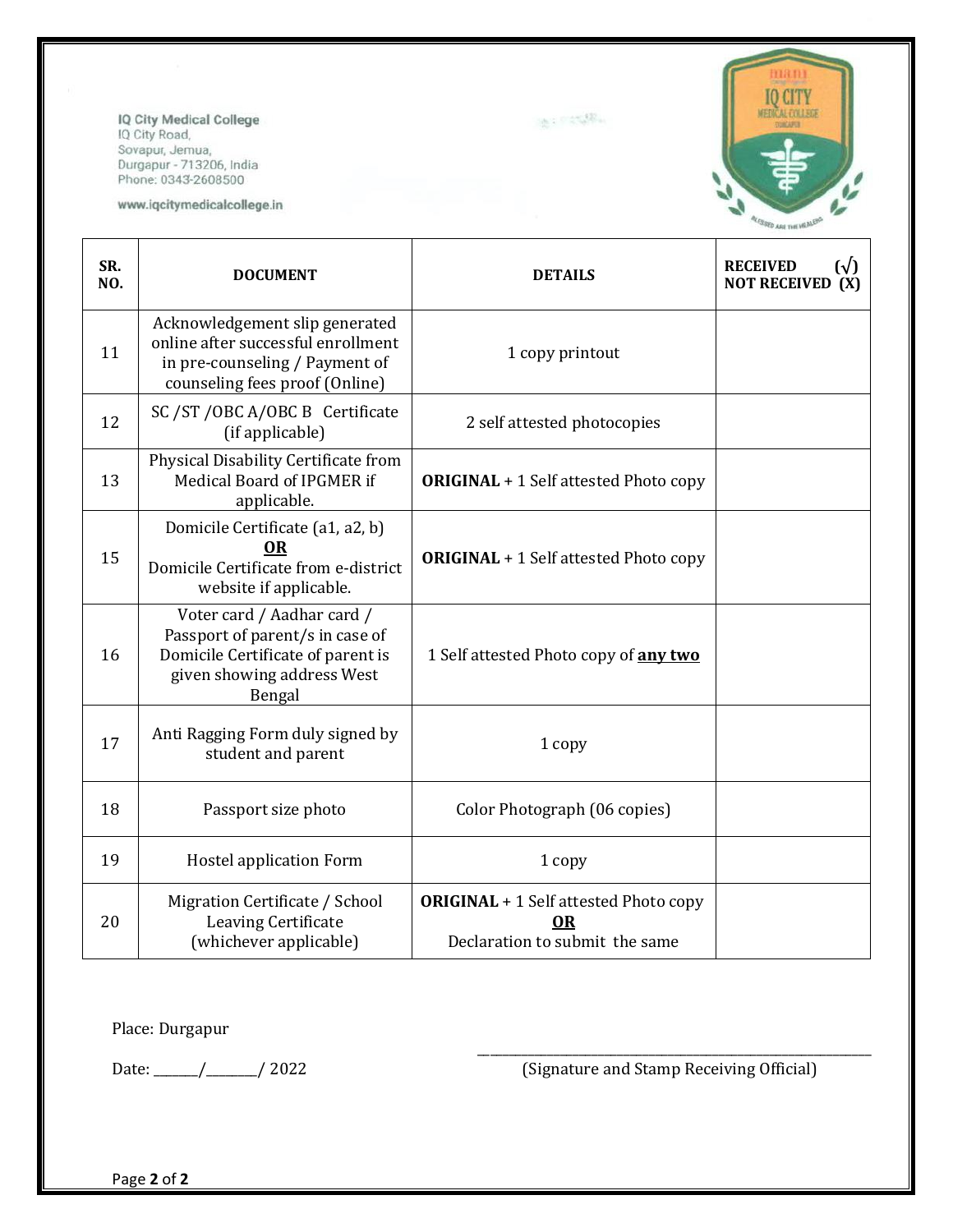IQ City Medical College
IQ City Road,
Sovapur, Jemua,
Durgapur - 713206, India
Phone: 0343-2608500

www.iqcitymedicalcollege.in

| SR. NO. | DOCUMENT | DETAILS | RECEIVED (√) NOT RECEIVED (X) |
|---|---|---|---|
| 11 | Acknowledgement slip generated online after successful enrollment in pre-counseling / Payment of counseling fees proof (Online) | 1 copy printout | |
| 12 | SC /ST /OBC A/OBC B Certificate (if applicable) | 2 self attested photocopies | |
| 13 | Physical Disability Certificate from Medical Board of IPGMER if applicable. | **ORIGINAL** + 1 Self attested Photo copy | |
| 15 | Domicile Certificate (a1, a2, b) **OR** Domicile Certificate from e-district website if applicable. | **ORIGINAL** + 1 Self attested Photo copy | |
| 16 | Voter card / Aadhar card / Passport of parent/s in case of Domicile Certificate of parent is given showing address West Bengal | 1 Self attested Photo copy of **any two** | |
| 17 | Anti Ragging Form duly signed by student and parent | 1 copy | |
| 18 | Passport size photo | Color Photograph (06 copies) | |
| 19 | Hostel application Form | 1 copy | |
| 20 | Migration Certificate / School Leaving Certificate (whichever applicable) | **ORIGINAL** + 1 Self attested Photo copy **OR** Declaration to submit the same | |

Place: Durgapur

Date: ______/_______/ 2022

_______________________________________
(Signature and Stamp Receiving Official)